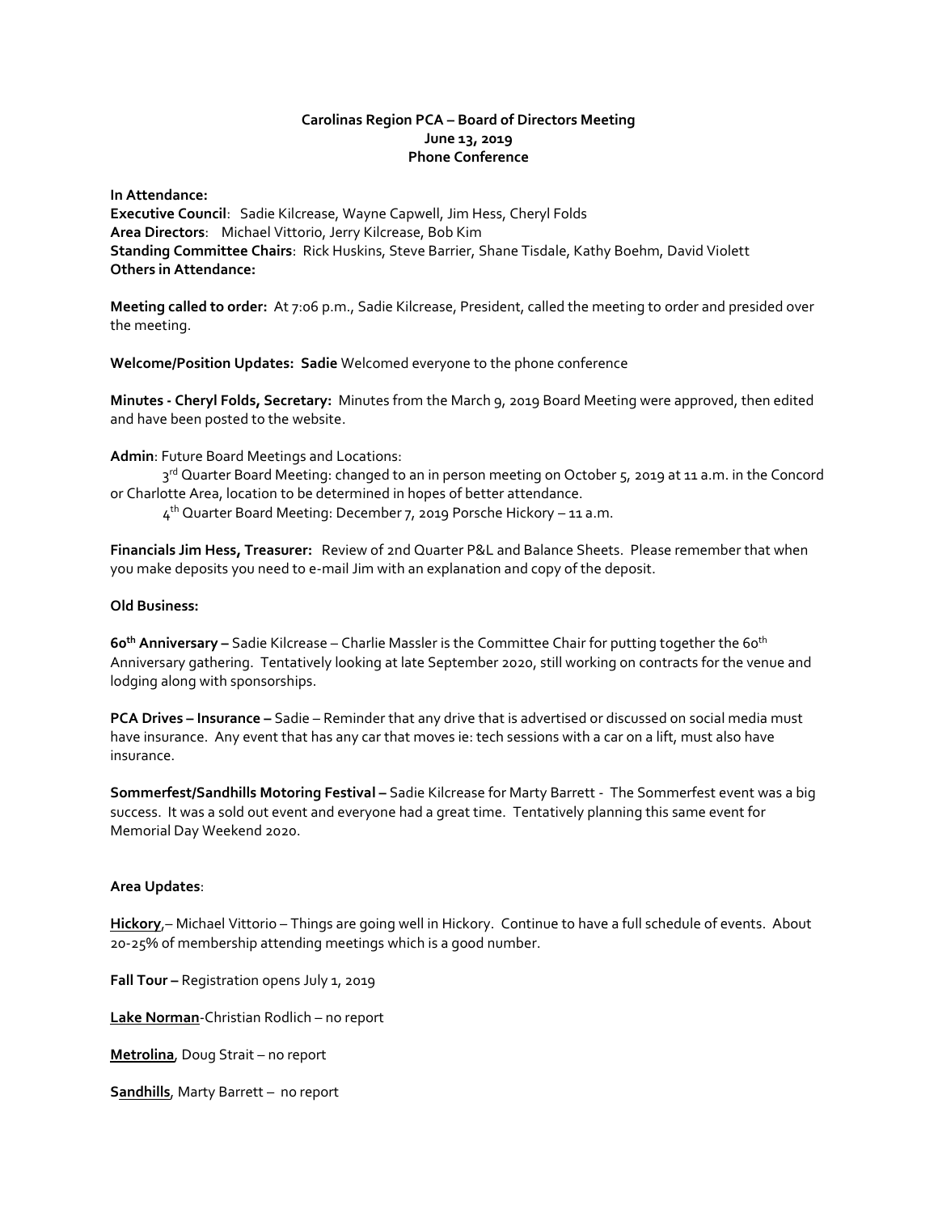**Carolinas Region PCA – Board of Directors Meeting**
**June 13, 2019**
**Phone Conference**

**In Attendance:**
**Executive Council**: Sadie Kilcrease, Wayne Capwell, Jim Hess, Cheryl Folds
**Area Directors**: Michael Vittorio, Jerry Kilcrease, Bob Kim
**Standing Committee Chairs**: Rick Huskins, Steve Barrier, Shane Tisdale, Kathy Boehm, David Violett
**Others in Attendance:**

**Meeting called to order:** At 7:06 p.m., Sadie Kilcrease, President, called the meeting to order and presided over the meeting.

**Welcome/Position Updates: Sadie** Welcomed everyone to the phone conference

**Minutes - Cheryl Folds, Secretary:** Minutes from the March 9, 2019 Board Meeting were approved, then edited and have been posted to the website.

**Admin**: Future Board Meetings and Locations:

3rd Quarter Board Meeting: changed to an in person meeting on October 5, 2019 at 11 a.m. in the Concord or Charlotte Area, location to be determined in hopes of better attendance.

4th Quarter Board Meeting: December 7, 2019 Porsche Hickory – 11 a.m.

**Financials Jim Hess, Treasurer:** Review of 2nd Quarter P&L and Balance Sheets. Please remember that when you make deposits you need to e-mail Jim with an explanation and copy of the deposit.

**Old Business:**

**60th Anniversary –** Sadie Kilcrease – Charlie Massler is the Committee Chair for putting together the 60th Anniversary gathering. Tentatively looking at late September 2020, still working on contracts for the venue and lodging along with sponsorships.

**PCA Drives – Insurance –** Sadie – Reminder that any drive that is advertised or discussed on social media must have insurance. Any event that has any car that moves ie: tech sessions with a car on a lift, must also have insurance.

**Sommerfest/Sandhills Motoring Festival –** Sadie Kilcrease for Marty Barrett - The Sommerfest event was a big success. It was a sold out event and everyone had a great time. Tentatively planning this same event for Memorial Day Weekend 2020.

**Area Updates**:

**Hickory**,– Michael Vittorio – Things are going well in Hickory. Continue to have a full schedule of events. About 20-25% of membership attending meetings which is a good number.

**Fall Tour –** Registration opens July 1, 2019

**Lake Norman**-Christian Rodlich – no report

**Metrolina**, Doug Strait – no report

**Sandhills**, Marty Barrett – no report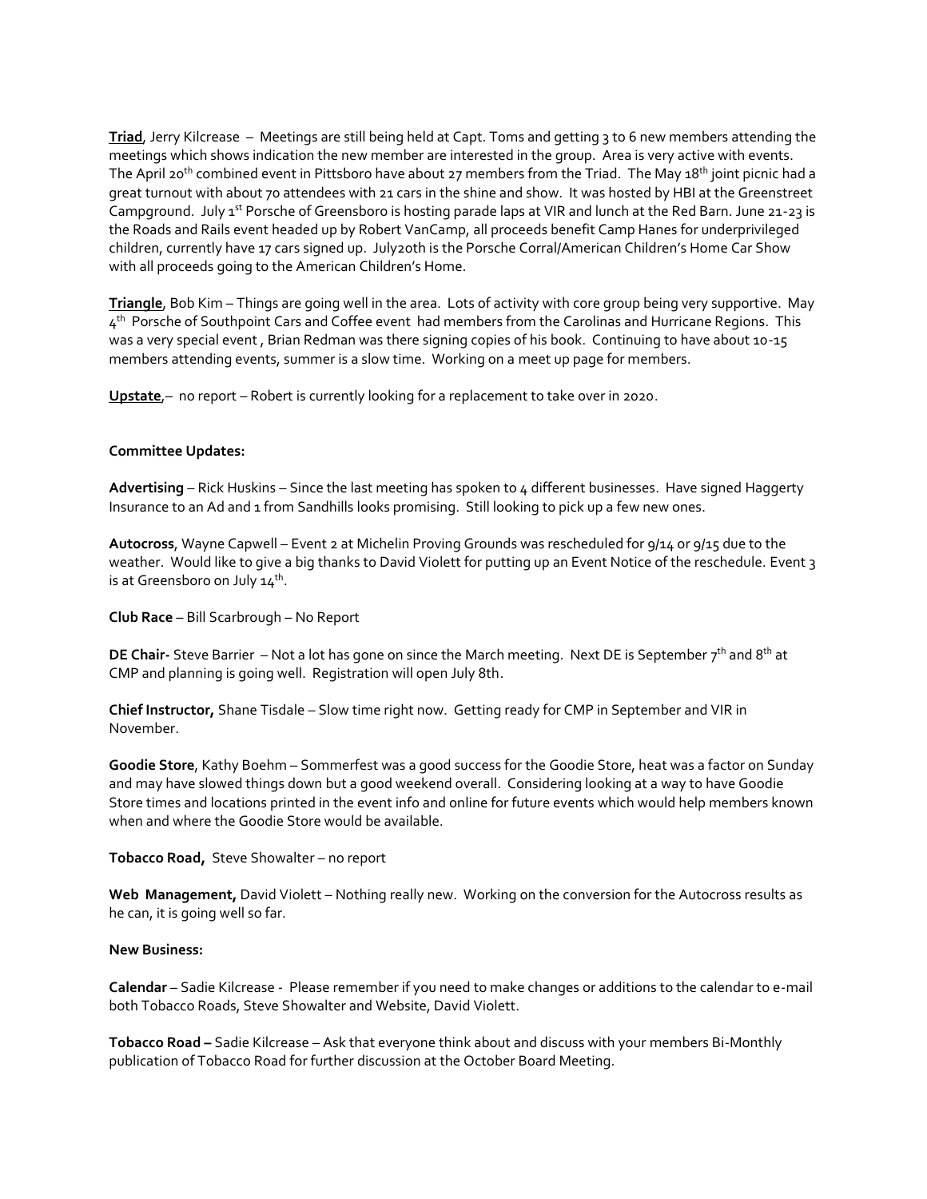**Triad**, Jerry Kilcrease – Meetings are still being held at Capt. Toms and getting 3 to 6 new members attending the meetings which shows indication the new member are interested in the group. Area is very active with events. The April 20th combined event in Pittsboro have about 27 members from the Triad. The May 18th joint picnic had a great turnout with about 70 attendees with 21 cars in the shine and show. It was hosted by HBI at the Greenstreet Campground. July 1st Porsche of Greensboro is hosting parade laps at VIR and lunch at the Red Barn. June 21-23 is the Roads and Rails event headed up by Robert VanCamp, all proceeds benefit Camp Hanes for underprivileged children, currently have 17 cars signed up. July20th is the Porsche Corral/American Children's Home Car Show with all proceeds going to the American Children's Home.

**Triangle**, Bob Kim – Things are going well in the area. Lots of activity with core group being very supportive. May 4th Porsche of Southpoint Cars and Coffee event had members from the Carolinas and Hurricane Regions. This was a very special event , Brian Redman was there signing copies of his book. Continuing to have about 10-15 members attending events, summer is a slow time. Working on a meet up page for members.

**Upstate**,– no report – Robert is currently looking for a replacement to take over in 2020.

**Committee Updates:**

**Advertising** – Rick Huskins – Since the last meeting has spoken to 4 different businesses. Have signed Haggerty Insurance to an Ad and 1 from Sandhills looks promising. Still looking to pick up a few new ones.

**Autocross**, Wayne Capwell – Event 2 at Michelin Proving Grounds was rescheduled for 9/14 or 9/15 due to the weather. Would like to give a big thanks to David Violett for putting up an Event Notice of the reschedule. Event 3 is at Greensboro on July 14th.

**Club Race** – Bill Scarbrough – No Report

**DE Chair-** Steve Barrier – Not a lot has gone on since the March meeting. Next DE is September 7th and 8th at CMP and planning is going well. Registration will open July 8th.

**Chief Instructor,** Shane Tisdale – Slow time right now. Getting ready for CMP in September and VIR in November.

**Goodie Store**, Kathy Boehm – Sommerfest was a good success for the Goodie Store, heat was a factor on Sunday and may have slowed things down but a good weekend overall. Considering looking at a way to have Goodie Store times and locations printed in the event info and online for future events which would help members known when and where the Goodie Store would be available.

**Tobacco Road,** Steve Showalter – no report

**Web Management,** David Violett – Nothing really new. Working on the conversion for the Autocross results as he can, it is going well so far.

**New Business:**

**Calendar** – Sadie Kilcrease - Please remember if you need to make changes or additions to the calendar to e-mail both Tobacco Roads, Steve Showalter and Website, David Violett.

**Tobacco Road –** Sadie Kilcrease – Ask that everyone think about and discuss with your members Bi-Monthly publication of Tobacco Road for further discussion at the October Board Meeting.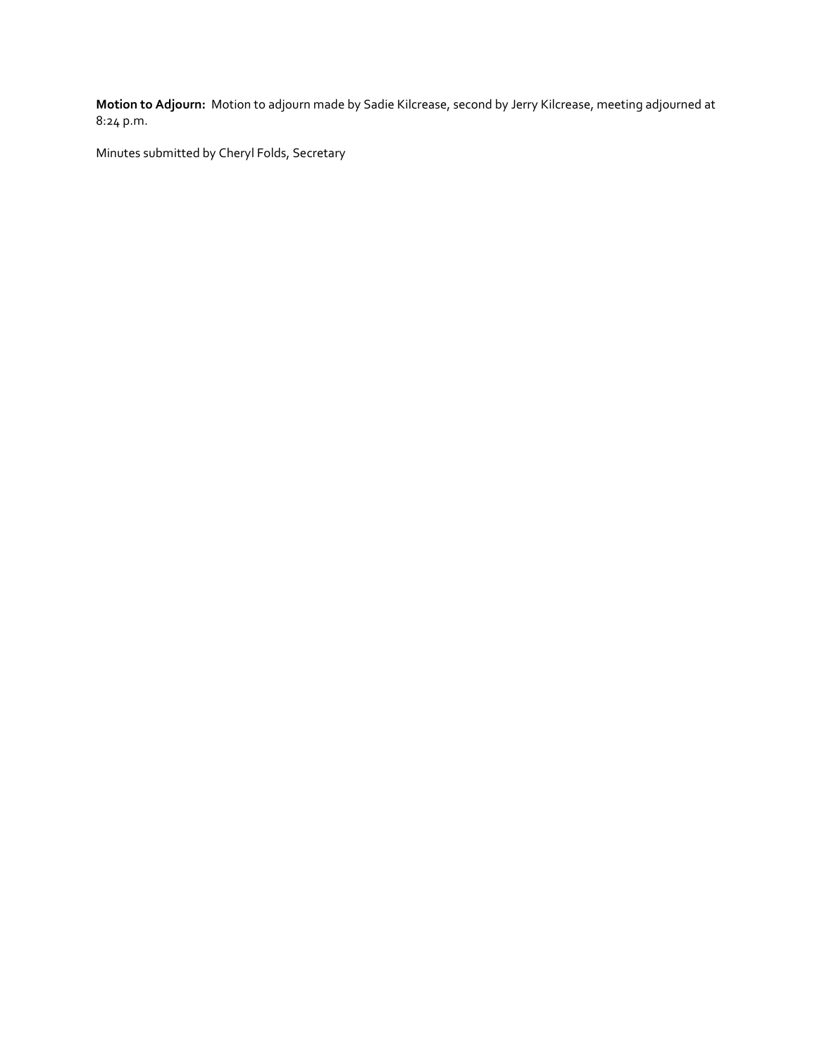**Motion to Adjourn:** Motion to adjourn made by Sadie Kilcrease, second by Jerry Kilcrease, meeting adjourned at 8:24 p.m.

Minutes submitted by Cheryl Folds, Secretary